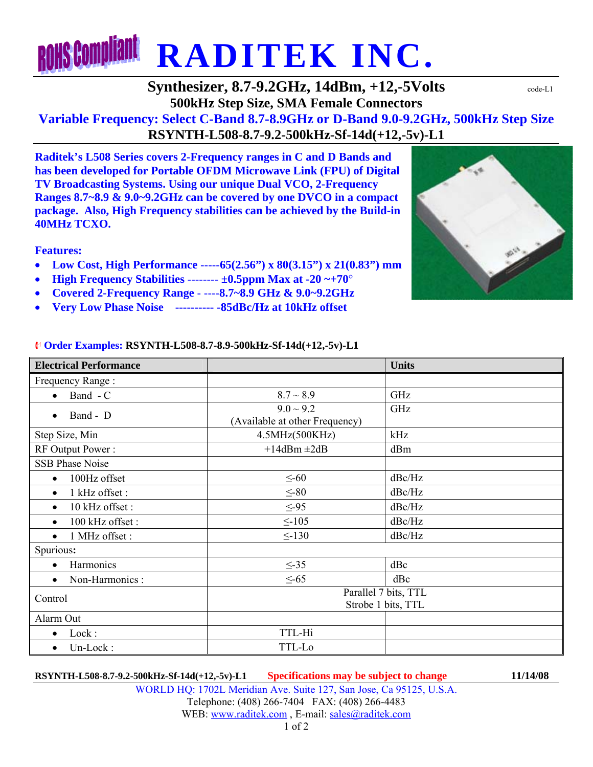# RADITEK INC.

## Synthesizer, 8.7-9.2GHz, 14dBm, +12,-5Volts

code-L1

**500kHz Step Size, SMA Female Connectors**

**Variable Frequency: Select C-Band 8.7-8.9GHz or D-Band 9.0-9.2GHz, 500kHz Step Size**

**RSYNTH-L508-8.7-9.2-500kHz-Sf-14d(+12,-5v)-L1**

**Raditek's L508 Series covers 2-Frequency ranges in C and D Bands and has been developed for Portable OFDM Microwave Link (FPU) of Digital TV Broadcasting Systems. Using our unique Dual VCO, 2-Frequency Ranges 8.7~8.9 & 9.0~9.2GHz can be covered by one DVCO in a compact package. Also, High Frequency stabilities can be achieved by the Build-in 40MHz TCXO.**

**Features:**

- **Low Cost, High Performance -----65(2.56") x 80(3.15") x 21(0.83") mm**
- **High Frequency Stabilities -------- ±0.5ppm Max at -20 ~+70°**
- **Covered 2-Frequency Range - ----8.7~8.9 GHz & 9.0~9.2GHz**
- **Very Low Phase Noise ---------- -85dBc/Hz at 10kHz offset**

**Order Examples: RSYNTH-L508-8.7-8.9-500kHz-Sf-14d(+12,-5v)-L1**

| Electrical Performance | | Units |
|---|---|---|
| Frequency Range : | | |
| • Band - C | 8.7 ~ 8.9 | GHz |
| • Band - D | 9.0 ~ 9.2 (Available at other Frequency) | GHz |
| Step Size, Min | 4.5MHz(500KHz) | kHz |
| RF Output Power : | +14dBm ±2dB | dBm |
| SSB Phase Noise | | |
| • 100Hz offset | ≤-60 | dBc/Hz |
| • 1 kHz offset : | ≤-80 | dBc/Hz |
| • 10 kHz offset : | ≤-95 | dBc/Hz |
| • 100 kHz offset : | ≤-105 | dBc/Hz |
| • 1 MHz offset : | ≤-130 | dBc/Hz |
| Spurious: | | |
| • Harmonics | ≤-35 | dBc |
| • Non-Harmonics : | ≤-65 | dBc |
| Control | Parallel 7 bits, TTL Strobe 1 bits, TTL | |
| Alarm Out | | |
| • Lock : | TTL-Hi | |
| • Un-Lock : | TTL-Lo | |

**RSYNTH-L508-8.7-9.2-500kHz-Sf-14d(+12,-5v)-L1** **Specifications may be subject to change** **11/14/08**

WORLD HQ: 1702L Meridian Ave. Suite 127, San Jose, Ca 95125, U.S.A.
Telephone: (408) 266-7404 FAX: (408) 266-4483
WEB: www.raditek.com , E-mail: sales@raditek.com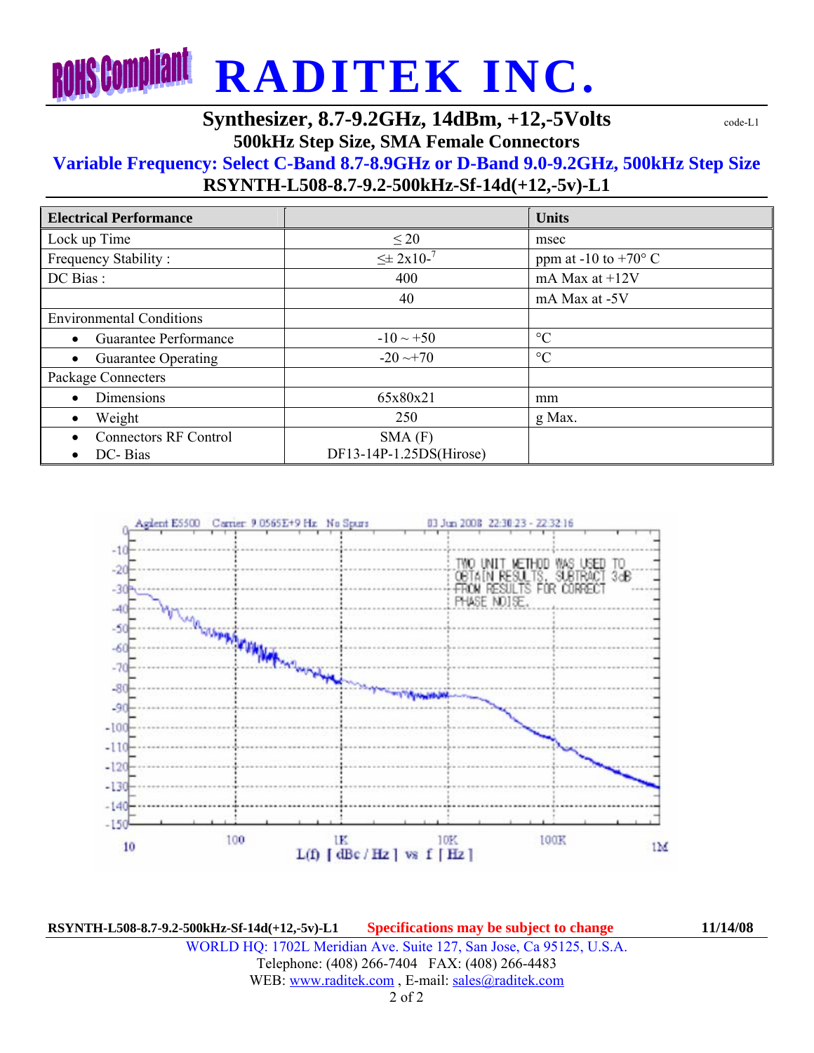# RADITEK INC.

RoHS Compliant

## Synthesizer, 8.7-9.2GHz, 14dBm, +12,-5Volts

code-L1

**500kHz Step Size, SMA Female Connectors**

**Variable Frequency: Select C-Band 8.7-8.9GHz or D-Band 9.0-9.2GHz, 500kHz Step Size**

**RSYNTH-L508-8.7-9.2-500kHz-Sf-14d(+12,-5v)-L1**

| Electrical Performance | | Units |
|---|---|---|
| Lock up Time | ≤ 20 | msec |
| Frequency Stability : | ≤± $2x10^{-7}$ | ppm at -10 to +70° C |
| DC Bias : | 400 | mA Max at +12V |
| | 40 | mA Max at -5V |
| Environmental Conditions | | |
| • Guarantee Performance | -10 ~ +50 | °C |
| • Guarantee Operating | -20 ~+70 | °C |
| Package Connecters | | |
| • Dimensions | 65x80x21 | mm |
| • Weight | 250 | g Max. |
| • Connectors RF Control<br>• DC- Bias | SMA (F)<br>DF13-14P-1.25DS(Hirose) | |

Agilent E5500 Carrier: 9.0565E+9 Hz No Spurs 03 Jun 2008 22:30:23 - 22:32:16

TWO UNIT METHOD WAS USED TO OBTAIN RESULTS. SUBTRACT 3dB FROM RESULTS FOR CORRECT PHASE NOISE.

0, -10, -20, -30, -40, -50, -60, -70, -80, -90, -100, -110, -120, -130, -140, -150

10, 100, 1K, 10K, 100K, 1M

L(f) [ dBc / Hz ] vs f [ Hz ]

RSYNTH-L508-8.7-9.2-500kHz-Sf-14d(+12,-5v)-L1 Specifications may be subject to change 11/14/08

WORLD HQ: 1702L Meridian Ave. Suite 127, San Jose, Ca 95125, U.S.A.
Telephone: (408) 266-7404 FAX: (408) 266-4483
WEB: www.raditek.com , E-mail: sales@raditek.com